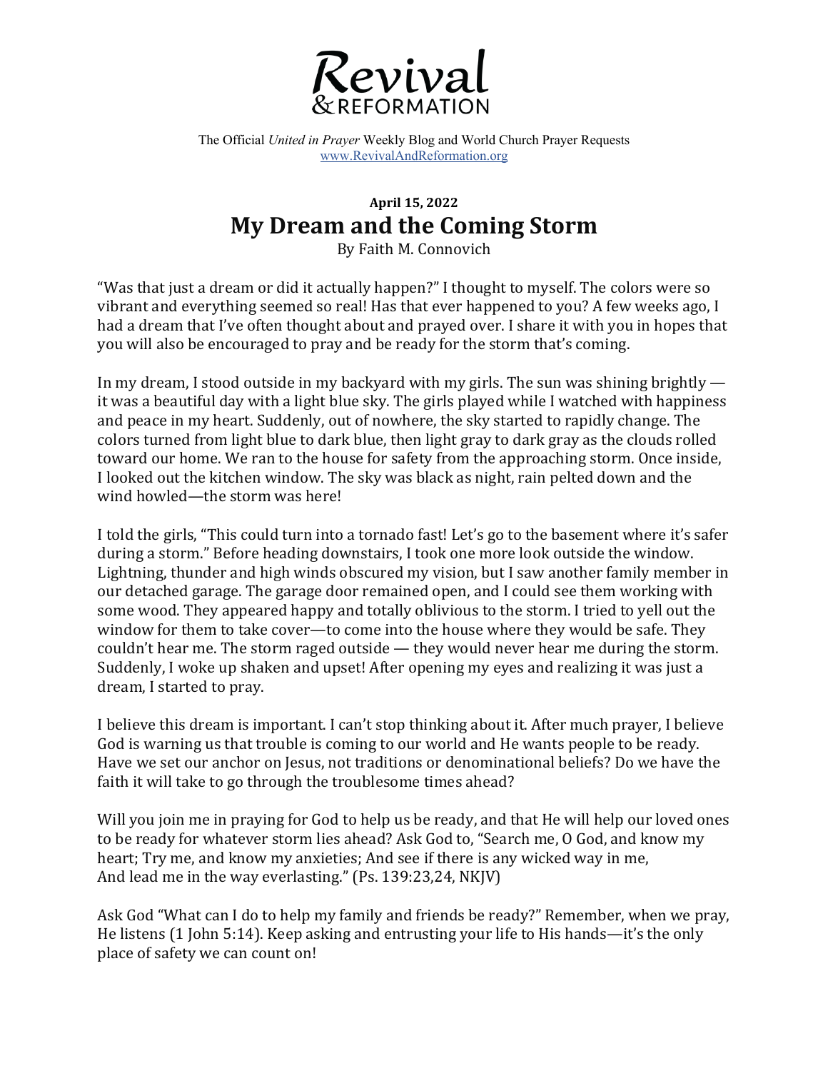# Revival & REFORMATION

The Official *United in Prayer* Weekly Blog and World Church Prayer Requests
www.RevivalAndReformation.org

**April 15, 2022**

## My Dream and the Coming Storm

By Faith M. Connovich

"Was that just a dream or did it actually happen?" I thought to myself. The colors were so vibrant and everything seemed so real! Has that ever happened to you? A few weeks ago, I had a dream that I've often thought about and prayed over. I share it with you in hopes that you will also be encouraged to pray and be ready for the storm that's coming.

In my dream, I stood outside in my backyard with my girls. The sun was shining brightly — it was a beautiful day with a light blue sky. The girls played while I watched with happiness and peace in my heart. Suddenly, out of nowhere, the sky started to rapidly change. The colors turned from light blue to dark blue, then light gray to dark gray as the clouds rolled toward our home. We ran to the house for safety from the approaching storm. Once inside, I looked out the kitchen window. The sky was black as night, rain pelted down and the wind howled—the storm was here!

I told the girls, "This could turn into a tornado fast! Let's go to the basement where it's safer during a storm." Before heading downstairs, I took one more look outside the window. Lightning, thunder and high winds obscured my vision, but I saw another family member in our detached garage. The garage door remained open, and I could see them working with some wood. They appeared happy and totally oblivious to the storm. I tried to yell out the window for them to take cover—to come into the house where they would be safe. They couldn't hear me. The storm raged outside — they would never hear me during the storm. Suddenly, I woke up shaken and upset! After opening my eyes and realizing it was just a dream, I started to pray.

I believe this dream is important. I can't stop thinking about it. After much prayer, I believe God is warning us that trouble is coming to our world and He wants people to be ready. Have we set our anchor on Jesus, not traditions or denominational beliefs? Do we have the faith it will take to go through the troublesome times ahead?

Will you join me in praying for God to help us be ready, and that He will help our loved ones to be ready for whatever storm lies ahead? Ask God to, "Search me, O God, and know my heart; Try me, and know my anxieties; And see if there is any wicked way in me, And lead me in the way everlasting." (Ps. 139:23,24, NKJV)

Ask God "What can I do to help my family and friends be ready?" Remember, when we pray, He listens (1 John 5:14). Keep asking and entrusting your life to His hands—it's the only place of safety we can count on!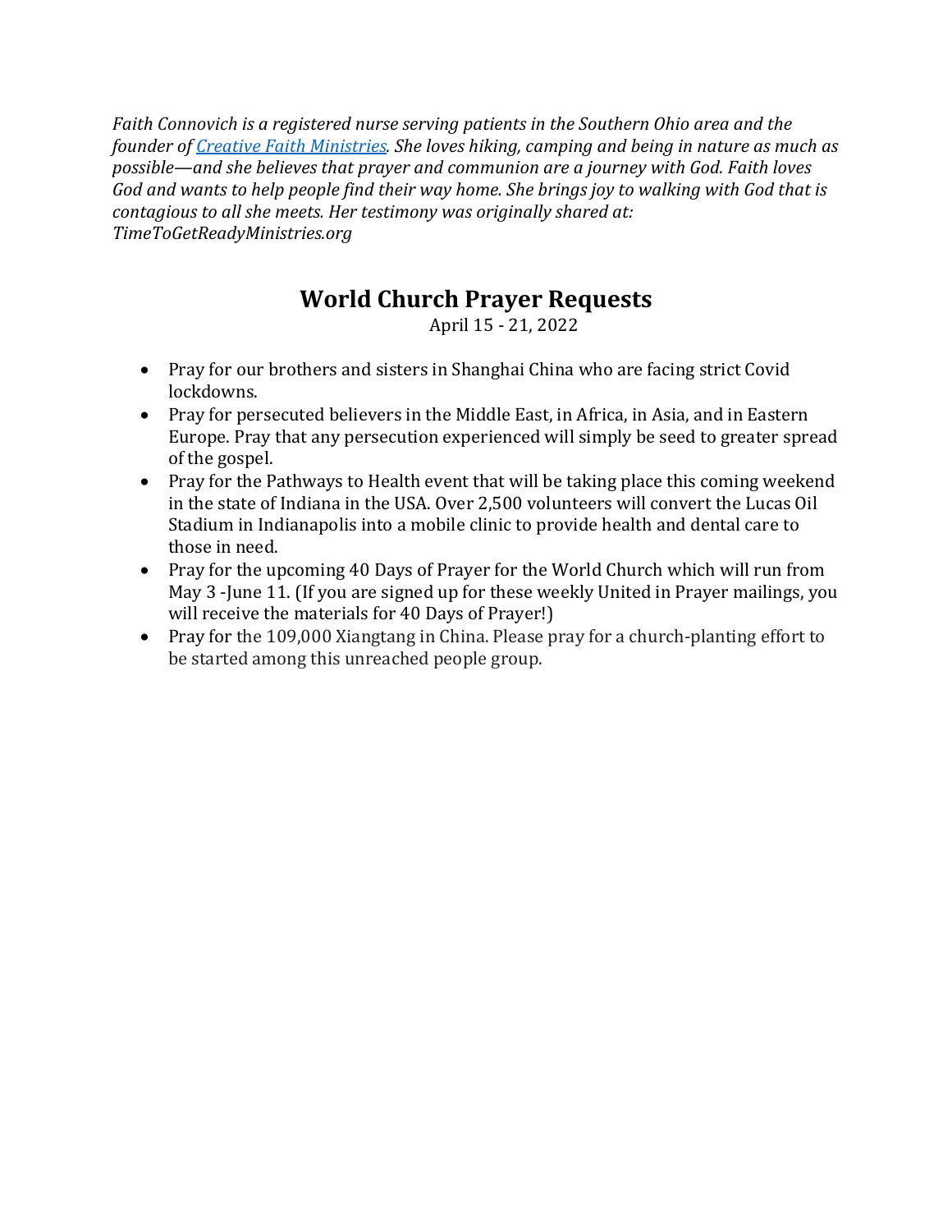*Faith Connovich is a registered nurse serving patients in the Southern Ohio area and the founder of [Creative Faith Ministries](). She loves hiking, camping and being in nature as much as possible—and she believes that prayer and communion are a journey with God. Faith loves God and wants to help people find their way home. She brings joy to walking with God that is contagious to all she meets. Her testimony was originally shared at: TimeToGetReadyMinistries.org*

## World Church Prayer Requests

April 15 - 21, 2022

- Pray for our brothers and sisters in Shanghai China who are facing strict Covid lockdowns.
- Pray for persecuted believers in the Middle East, in Africa, in Asia, and in Eastern Europe. Pray that any persecution experienced will simply be seed to greater spread of the gospel.
- Pray for the Pathways to Health event that will be taking place this coming weekend in the state of Indiana in the USA. Over 2,500 volunteers will convert the Lucas Oil Stadium in Indianapolis into a mobile clinic to provide health and dental care to those in need.
- Pray for the upcoming 40 Days of Prayer for the World Church which will run from May 3 -June 11. (If you are signed up for these weekly United in Prayer mailings, you will receive the materials for 40 Days of Prayer!)
- Pray for the 109,000 Xiangtang in China. Please pray for a church-planting effort to be started among this unreached people group.